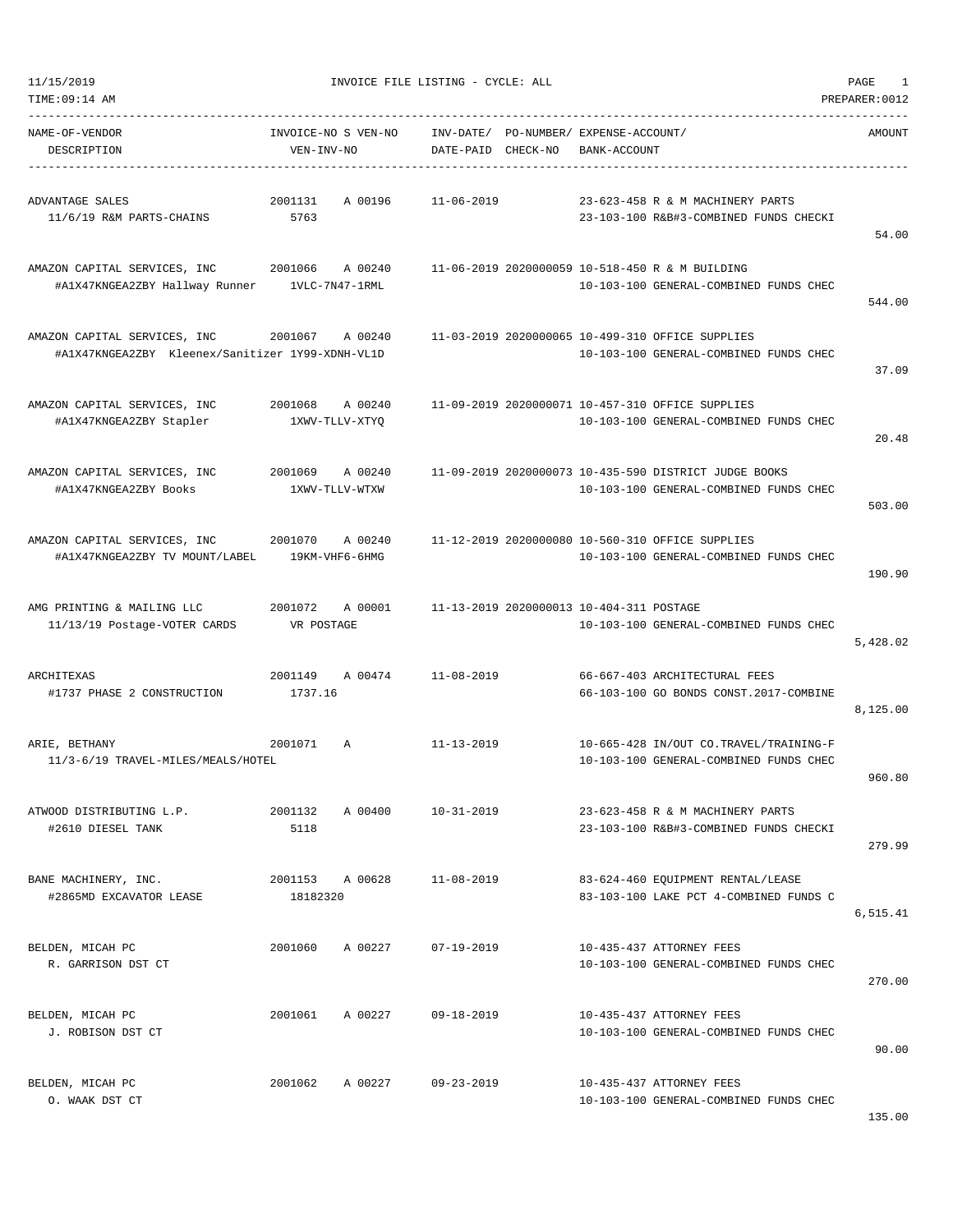11/15/2019 INVOICE FILE LISTING - CYCLE: ALL

TIME:09:14 AM PREPARER:0012

| NAME-OF-VENDOR / DESCRIPTION | INVOICE-NO S VEN-NO / VEN-INV-NO | INV-DATE/ DATE-PAID | PO-NUMBER/ CHECK-NO | EXPENSE-ACCOUNT/ BANK-ACCOUNT | AMOUNT |
|---|---|---|---|---|---|
| ADVANTAGE SALES<br>11/6/19 R&M PARTS-CHAINS | 2001131 A 00196<br>5763 | 11-06-2019 | | 23-623-458 R & M MACHINERY PARTS<br>23-103-100 R&B#3-COMBINED FUNDS CHECKI | 54.00 |
| AMAZON CAPITAL SERVICES, INC<br>#A1X47KNGEA2ZBY Hallway Runner | 2001066 A 00240<br>1VLC-7N47-1RML | 11-06-2019 | 2020000059 | 10-518-450 R & M BUILDING<br>10-103-100 GENERAL-COMBINED FUNDS CHEC | 544.00 |
| AMAZON CAPITAL SERVICES, INC<br>#A1X47KNGEA2ZBY Kleenex/Sanitizer | 2001067 A 00240<br>1Y99-XDNH-VL1D | 11-03-2019 | 2020000065 | 10-499-310 OFFICE SUPPLIES<br>10-103-100 GENERAL-COMBINED FUNDS CHEC | 37.09 |
| AMAZON CAPITAL SERVICES, INC<br>#A1X47KNGEA2ZBY Stapler | 2001068 A 00240<br>1XWV-TLLV-XTYQ | 11-09-2019 | 2020000071 | 10-457-310 OFFICE SUPPLIES<br>10-103-100 GENERAL-COMBINED FUNDS CHEC | 20.48 |
| AMAZON CAPITAL SERVICES, INC<br>#A1X47KNGEA2ZBY Books | 2001069 A 00240<br>1XWV-TLLV-WTXW | 11-09-2019 | 2020000073 | 10-435-590 DISTRICT JUDGE BOOKS<br>10-103-100 GENERAL-COMBINED FUNDS CHEC | 503.00 |
| AMAZON CAPITAL SERVICES, INC<br>#A1X47KNGEA2ZBY TV MOUNT/LABEL | 2001070 A 00240<br>19KM-VHF6-6HMG | 11-12-2019 | 2020000080 | 10-560-310 OFFICE SUPPLIES<br>10-103-100 GENERAL-COMBINED FUNDS CHEC | 190.90 |
| AMG PRINTING & MAILING LLC<br>11/13/19 Postage-VOTER CARDS | 2001072 A 00001<br>VR POSTAGE | 11-13-2019 | 2020000013 | 10-404-311 POSTAGE<br>10-103-100 GENERAL-COMBINED FUNDS CHEC | 5,428.02 |
| ARCHITEXAS<br>#1737 PHASE 2 CONSTRUCTION | 2001149 A 00474<br>1737.16 | 11-08-2019 | | 66-667-403 ARCHITECTURAL FEES<br>66-103-100 GO BONDS CONST.2017-COMBINE | 8,125.00 |
| ARIE, BETHANY<br>11/3-6/19 TRAVEL-MILES/MEALS/HOTEL | 2001071 A | 11-13-2019 | | 10-665-428 IN/OUT CO.TRAVEL/TRAINING-F<br>10-103-100 GENERAL-COMBINED FUNDS CHEC | 960.80 |
| ATWOOD DISTRIBUTING L.P.<br>#2610 DIESEL TANK | 2001132 A 00400<br>5118 | 10-31-2019 | | 23-623-458 R & M MACHINERY PARTS<br>23-103-100 R&B#3-COMBINED FUNDS CHECKI | 279.99 |
| BANE MACHINERY, INC.<br>#2865MD EXCAVATOR LEASE | 2001153 A 00628<br>18182320 | 11-08-2019 | | 83-624-460 EQUIPMENT RENTAL/LEASE<br>83-103-100 LAKE PCT 4-COMBINED FUNDS C | 6,515.41 |
| BELDEN, MICAH PC<br>R. GARRISON DST CT | 2001060 A 00227 | 07-19-2019 | | 10-435-437 ATTORNEY FEES<br>10-103-100 GENERAL-COMBINED FUNDS CHEC | 270.00 |
| BELDEN, MICAH PC<br>J. ROBISON DST CT | 2001061 A 00227 | 09-18-2019 | | 10-435-437 ATTORNEY FEES<br>10-103-100 GENERAL-COMBINED FUNDS CHEC | 90.00 |
| BELDEN, MICAH PC<br>O. WAAK DST CT | 2001062 A 00227 | 09-23-2019 | | 10-435-437 ATTORNEY FEES<br>10-103-100 GENERAL-COMBINED FUNDS CHEC | 135.00 |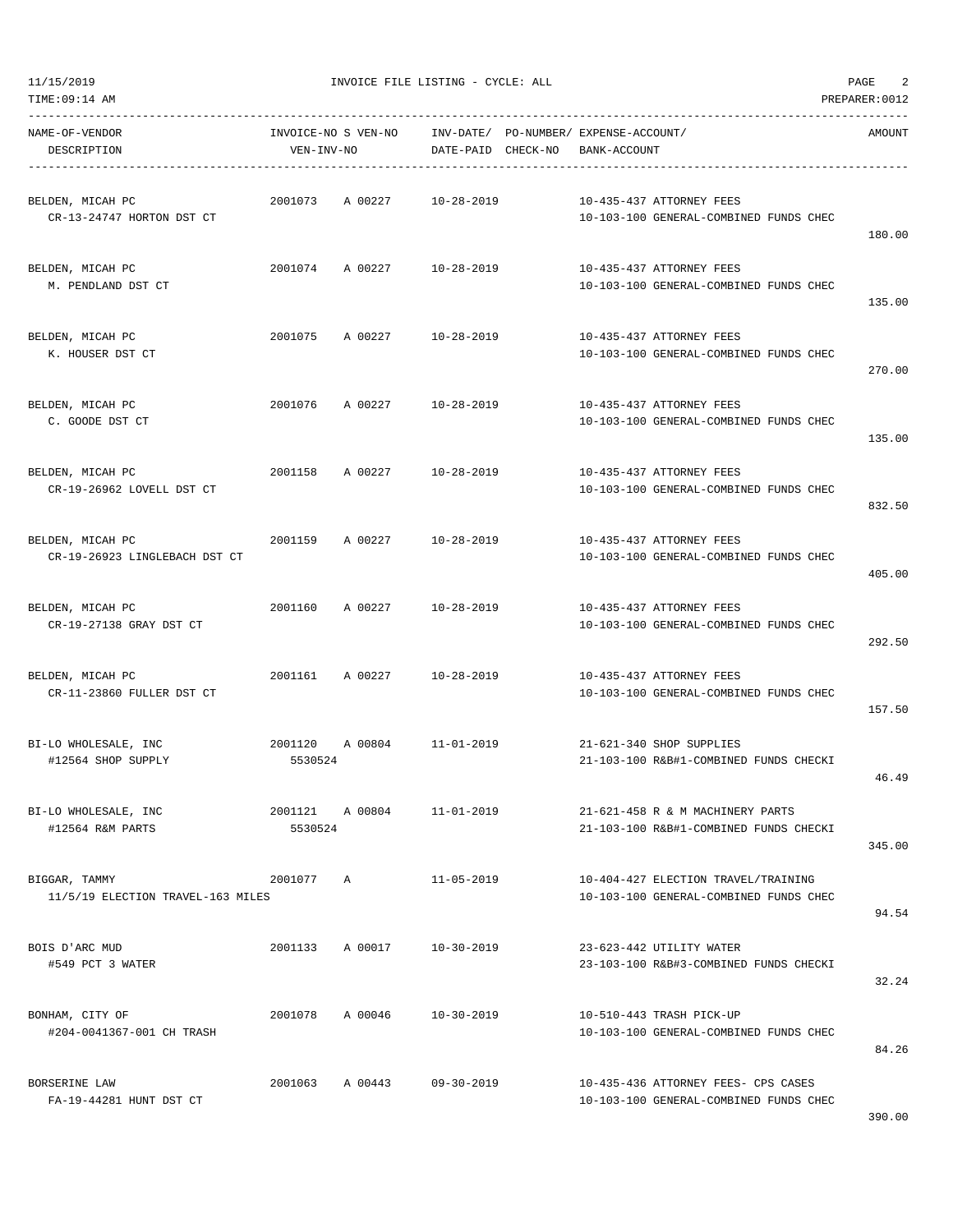11/15/2019 INVOICE FILE LISTING - CYCLE: ALL

TIME:09:14 AM PREPARER:0012

| NAME-OF-VENDOR / DESCRIPTION | INVOICE-NO / VEN-INV-NO | S | VEN-NO | INV-DATE/ DATE-PAID | PO-NUMBER/ CHECK-NO | EXPENSE-ACCOUNT/ BANK-ACCOUNT | AMOUNT |
|---|---|---|---|---|---|---|---|
| BELDEN, MICAH PC<br>CR-13-24747 HORTON DST CT | 2001073 | A | 00227 | 10-28-2019 | | 10-435-437 ATTORNEY FEES<br>10-103-100 GENERAL-COMBINED FUNDS CHEC | 180.00 |
| BELDEN, MICAH PC<br>M. PENDLAND DST CT | 2001074 | A | 00227 | 10-28-2019 | | 10-435-437 ATTORNEY FEES<br>10-103-100 GENERAL-COMBINED FUNDS CHEC | 135.00 |
| BELDEN, MICAH PC<br>K. HOUSER DST CT | 2001075 | A | 00227 | 10-28-2019 | | 10-435-437 ATTORNEY FEES<br>10-103-100 GENERAL-COMBINED FUNDS CHEC | 270.00 |
| BELDEN, MICAH PC<br>C. GOODE DST CT | 2001076 | A | 00227 | 10-28-2019 | | 10-435-437 ATTORNEY FEES<br>10-103-100 GENERAL-COMBINED FUNDS CHEC | 135.00 |
| BELDEN, MICAH PC<br>CR-19-26962 LOVELL DST CT | 2001158 | A | 00227 | 10-28-2019 | | 10-435-437 ATTORNEY FEES<br>10-103-100 GENERAL-COMBINED FUNDS CHEC | 832.50 |
| BELDEN, MICAH PC<br>CR-19-26923 LINGLEBACH DST CT | 2001159 | A | 00227 | 10-28-2019 | | 10-435-437 ATTORNEY FEES<br>10-103-100 GENERAL-COMBINED FUNDS CHEC | 405.00 |
| BELDEN, MICAH PC<br>CR-19-27138 GRAY DST CT | 2001160 | A | 00227 | 10-28-2019 | | 10-435-437 ATTORNEY FEES<br>10-103-100 GENERAL-COMBINED FUNDS CHEC | 292.50 |
| BELDEN, MICAH PC<br>CR-11-23860 FULLER DST CT | 2001161 | A | 00227 | 10-28-2019 | | 10-435-437 ATTORNEY FEES<br>10-103-100 GENERAL-COMBINED FUNDS CHEC | 157.50 |
| BI-LO WHOLESALE, INC<br>#12564 SHOP SUPPLY | 2001120<br>5530524 | A | 00804 | 11-01-2019 | | 21-621-340 SHOP SUPPLIES<br>21-103-100 R&B#1-COMBINED FUNDS CHECKI | 46.49 |
| BI-LO WHOLESALE, INC<br>#12564 R&M PARTS | 2001121<br>5530524 | A | 00804 | 11-01-2019 | | 21-621-458 R & M MACHINERY PARTS<br>21-103-100 R&B#1-COMBINED FUNDS CHECKI | 345.00 |
| BIGGAR, TAMMY<br>11/5/19 ELECTION TRAVEL-163 MILES | 2001077 | A | | 11-05-2019 | | 10-404-427 ELECTION TRAVEL/TRAINING<br>10-103-100 GENERAL-COMBINED FUNDS CHEC | 94.54 |
| BOIS D'ARC MUD<br>#549 PCT 3 WATER | 2001133 | A | 00017 | 10-30-2019 | | 23-623-442 UTILITY WATER<br>23-103-100 R&B#3-COMBINED FUNDS CHECKI | 32.24 |
| BONHAM, CITY OF<br>#204-0041367-001 CH TRASH | 2001078 | A | 00046 | 10-30-2019 | | 10-510-443 TRASH PICK-UP<br>10-103-100 GENERAL-COMBINED FUNDS CHEC | 84.26 |
| BORSERINE LAW<br>FA-19-44281 HUNT DST CT | 2001063 | A | 00443 | 09-30-2019 | | 10-435-436 ATTORNEY FEES- CPS CASES<br>10-103-100 GENERAL-COMBINED FUNDS CHEC | 390.00 |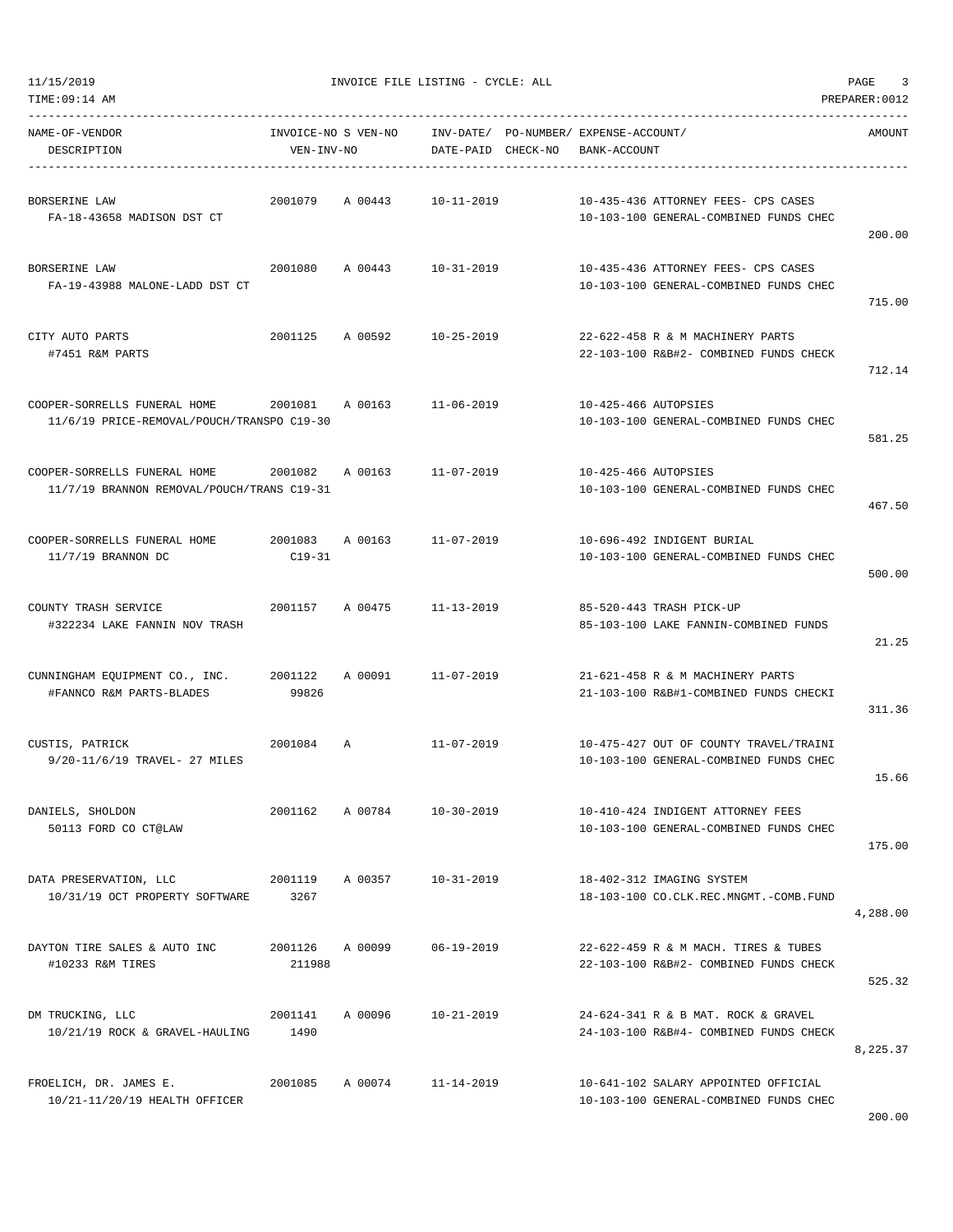11/15/2019 INVOICE FILE LISTING - CYCLE: ALL

TIME:09:14 AM PREPARER:0012

| NAME-OF-VENDOR / DESCRIPTION | INVOICE-NO | S | VEN-NO / VEN-INV-NO | INV-DATE/ DATE-PAID | PO-NUMBER/ CHECK-NO | EXPENSE-ACCOUNT/ BANK-ACCOUNT | AMOUNT |
|---|---|---|---|---|---|---|---|
| BORSERINE LAW<br>FA-18-43658 MADISON DST CT | 2001079 | A | 00443 | 10-11-2019 | | 10-435-436 ATTORNEY FEES- CPS CASES<br>10-103-100 GENERAL-COMBINED FUNDS CHEC | 200.00 |
| BORSERINE LAW<br>FA-19-43988 MALONE-LADD DST CT | 2001080 | A | 00443 | 10-31-2019 | | 10-435-436 ATTORNEY FEES- CPS CASES<br>10-103-100 GENERAL-COMBINED FUNDS CHEC | 715.00 |
| CITY AUTO PARTS<br>#7451 R&M PARTS | 2001125 | A | 00592 | 10-25-2019 | | 22-622-458 R & M MACHINERY PARTS<br>22-103-100 R&B#2- COMBINED FUNDS CHECK | 712.14 |
| COOPER-SORRELLS FUNERAL HOME<br>11/6/19 PRICE-REMOVAL/POUCH/TRANSPO C19-30 | 2001081 | A | 00163 | 11-06-2019 | | 10-425-466 AUTOPSIES<br>10-103-100 GENERAL-COMBINED FUNDS CHEC | 581.25 |
| COOPER-SORRELLS FUNERAL HOME<br>11/7/19 BRANNON REMOVAL/POUCH/TRANS C19-31 | 2001082 | A | 00163 | 11-07-2019 | | 10-425-466 AUTOPSIES<br>10-103-100 GENERAL-COMBINED FUNDS CHEC | 467.50 |
| COOPER-SORRELLS FUNERAL HOME<br>11/7/19 BRANNON DC | 2001083 | A | 00163<br>C19-31 | 11-07-2019 | | 10-696-492 INDIGENT BURIAL<br>10-103-100 GENERAL-COMBINED FUNDS CHEC | 500.00 |
| COUNTY TRASH SERVICE<br>#322234 LAKE FANNIN NOV TRASH | 2001157 | A | 00475 | 11-13-2019 | | 85-520-443 TRASH PICK-UP<br>85-103-100 LAKE FANNIN-COMBINED FUNDS | 21.25 |
| CUNNINGHAM EQUIPMENT CO., INC.<br>#FANNCO R&M PARTS-BLADES | 2001122 | A | 00091<br>99826 | 11-07-2019 | | 21-621-458 R & M MACHINERY PARTS<br>21-103-100 R&B#1-COMBINED FUNDS CHECKI | 311.36 |
| CUSTIS, PATRICK<br>9/20-11/6/19 TRAVEL- 27 MILES | 2001084 | A | | 11-07-2019 | | 10-475-427 OUT OF COUNTY TRAVEL/TRAINI<br>10-103-100 GENERAL-COMBINED FUNDS CHEC | 15.66 |
| DANIELS, SHOLDON<br>50113 FORD CO CT@LAW | 2001162 | A | 00784 | 10-30-2019 | | 10-410-424 INDIGENT ATTORNEY FEES<br>10-103-100 GENERAL-COMBINED FUNDS CHEC | 175.00 |
| DATA PRESERVATION, LLC<br>10/31/19 OCT PROPERTY SOFTWARE | 2001119 | A | 00357<br>3267 | 10-31-2019 | | 18-402-312 IMAGING SYSTEM<br>18-103-100 CO.CLK.REC.MNGMT.-COMB.FUND | 4,288.00 |
| DAYTON TIRE SALES & AUTO INC<br>#10233 R&M TIRES | 2001126 | A | 00099<br>211988 | 06-19-2019 | | 22-622-459 R & M MACH. TIRES & TUBES<br>22-103-100 R&B#2- COMBINED FUNDS CHECK | 525.32 |
| DM TRUCKING, LLC<br>10/21/19 ROCK & GRAVEL-HAULING | 2001141 | A | 00096<br>1490 | 10-21-2019 | | 24-624-341 R & B MAT. ROCK & GRAVEL<br>24-103-100 R&B#4- COMBINED FUNDS CHECK | 8,225.37 |
| FROELICH, DR. JAMES E.<br>10/21-11/20/19 HEALTH OFFICER | 2001085 | A | 00074 | 11-14-2019 | | 10-641-102 SALARY APPOINTED OFFICIAL<br>10-103-100 GENERAL-COMBINED FUNDS CHEC | 200.00 |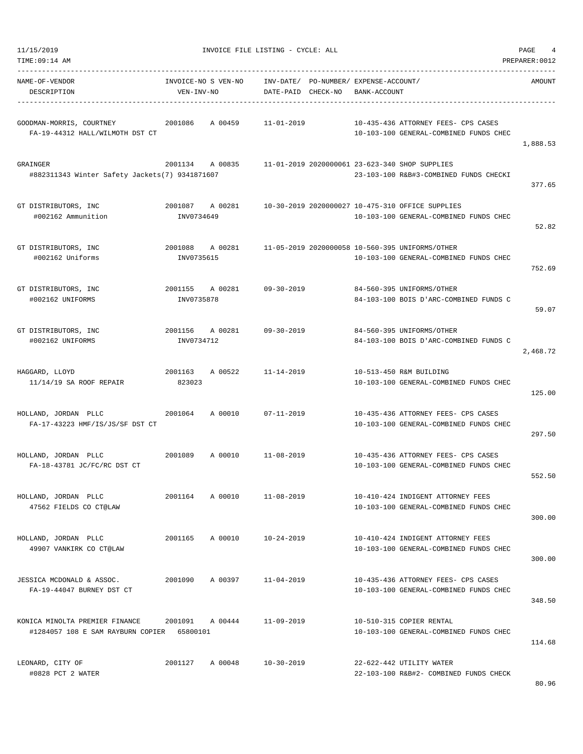11/15/2019 INVOICE FILE LISTING - CYCLE: ALL

TIME:09:14 AM PREPARER:0012

| NAME-OF-VENDOR / DESCRIPTION | INVOICE-NO S VEN-NO / VEN-INV-NO | INV-DATE/ DATE-PAID | PO-NUMBER/ CHECK-NO | EXPENSE-ACCOUNT/ BANK-ACCOUNT | AMOUNT |
|---|---|---|---|---|---|
| GOODMAN-MORRIS, COURTNEY<br>FA-19-44312 HALL/WILMOTH DST CT | 2001086 A 00459 | 11-01-2019 | | 10-435-436 ATTORNEY FEES- CPS CASES<br>10-103-100 GENERAL-COMBINED FUNDS CHEC | 1,888.53 |
| GRAINGER<br>#882311343 Winter Safety Jackets(7) 9341871607 | 2001134 A 00835 | 11-01-2019 | 2020000061 | 23-623-340 SHOP SUPPLIES<br>23-103-100 R&B#3-COMBINED FUNDS CHECKI | 377.65 |
| GT DISTRIBUTORS, INC<br>#002162 Ammunition | 2001087 A 00281<br>INV0734649 | 10-30-2019 | 2020000027 | 10-475-310 OFFICE SUPPLIES<br>10-103-100 GENERAL-COMBINED FUNDS CHEC | 52.82 |
| GT DISTRIBUTORS, INC<br>#002162 Uniforms | 2001088 A 00281<br>INV0735615 | 11-05-2019 | 2020000058 | 10-560-395 UNIFORMS/OTHER<br>10-103-100 GENERAL-COMBINED FUNDS CHEC | 752.69 |
| GT DISTRIBUTORS, INC<br>#002162 UNIFORMS | 2001155 A 00281<br>INV0735878 | 09-30-2019 | | 84-560-395 UNIFORMS/OTHER<br>84-103-100 BOIS D'ARC-COMBINED FUNDS C | 59.07 |
| GT DISTRIBUTORS, INC<br>#002162 UNIFORMS | 2001156 A 00281<br>INV0734712 | 09-30-2019 | | 84-560-395 UNIFORMS/OTHER<br>84-103-100 BOIS D'ARC-COMBINED FUNDS C | 2,468.72 |
| HAGGARD, LLOYD<br>11/14/19 SA ROOF REPAIR | 2001163 A 00522<br>823023 | 11-14-2019 | | 10-513-450 R&M BUILDING<br>10-103-100 GENERAL-COMBINED FUNDS CHEC | 125.00 |
| HOLLAND, JORDAN PLLC<br>FA-17-43223 HMF/IS/JS/SF DST CT | 2001064 A 00010 | 07-11-2019 | | 10-435-436 ATTORNEY FEES- CPS CASES<br>10-103-100 GENERAL-COMBINED FUNDS CHEC | 297.50 |
| HOLLAND, JORDAN PLLC<br>FA-18-43781 JC/FC/RC DST CT | 2001089 A 00010 | 11-08-2019 | | 10-435-436 ATTORNEY FEES- CPS CASES<br>10-103-100 GENERAL-COMBINED FUNDS CHEC | 552.50 |
| HOLLAND, JORDAN PLLC<br>47562 FIELDS CO CT@LAW | 2001164 A 00010 | 11-08-2019 | | 10-410-424 INDIGENT ATTORNEY FEES<br>10-103-100 GENERAL-COMBINED FUNDS CHEC | 300.00 |
| HOLLAND, JORDAN PLLC<br>49907 VANKIRK CO CT@LAW | 2001165 A 00010 | 10-24-2019 | | 10-410-424 INDIGENT ATTORNEY FEES<br>10-103-100 GENERAL-COMBINED FUNDS CHEC | 300.00 |
| JESSICA MCDONALD & ASSOC.<br>FA-19-44047 BURNEY DST CT | 2001090 A 00397 | 11-04-2019 | | 10-435-436 ATTORNEY FEES- CPS CASES<br>10-103-100 GENERAL-COMBINED FUNDS CHEC | 348.50 |
| KONICA MINOLTA PREMIER FINANCE<br>#1284057 108 E SAM RAYBURN COPIER | 2001091 A 00444<br>65800101 | 11-09-2019 | | 10-510-315 COPIER RENTAL<br>10-103-100 GENERAL-COMBINED FUNDS CHEC | 114.68 |
| LEONARD, CITY OF<br>#0828 PCT 2 WATER | 2001127 A 00048 | 10-30-2019 | | 22-622-442 UTILITY WATER<br>22-103-100 R&B#2- COMBINED FUNDS CHECK | 80.96 |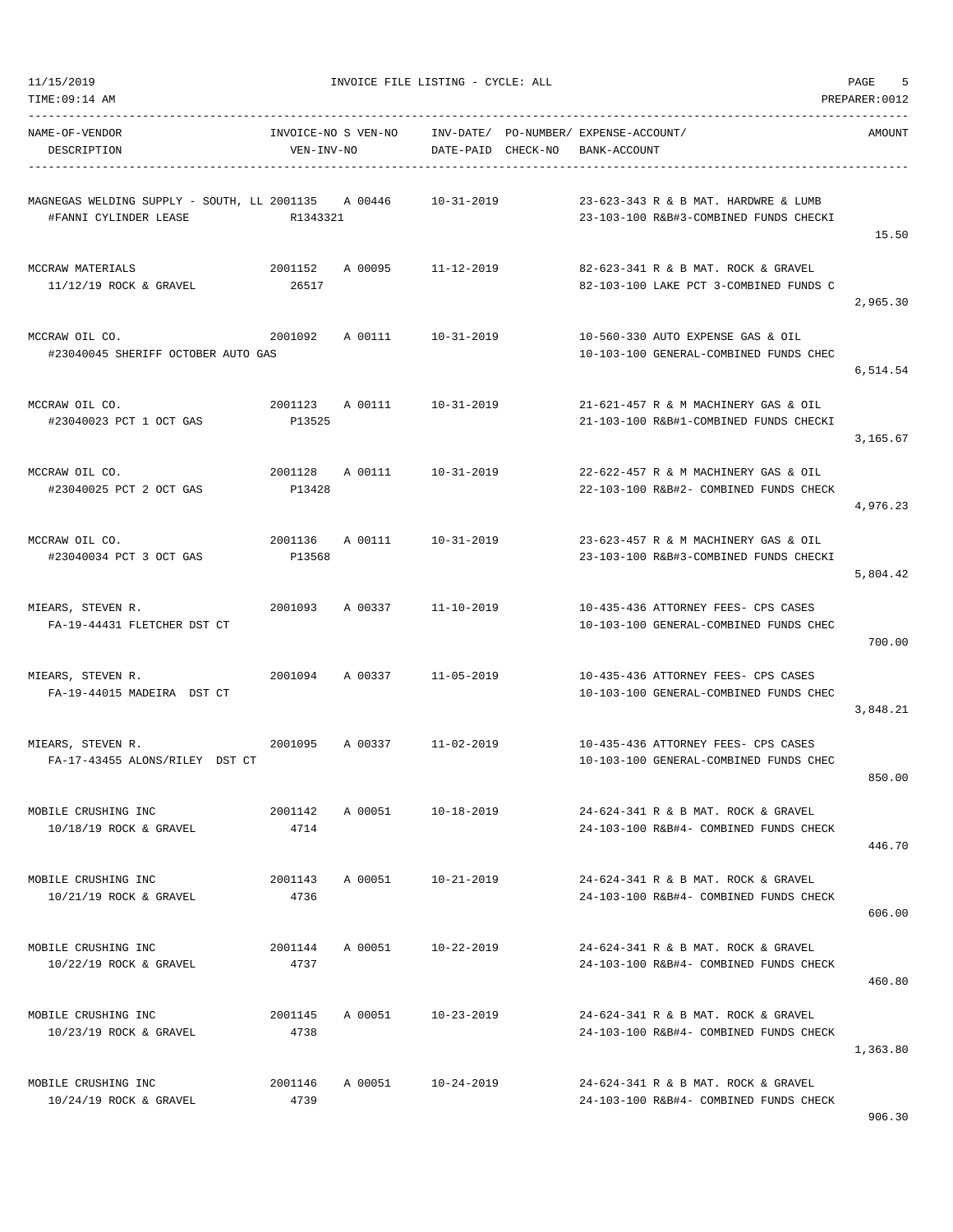INVOICE FILE LISTING - CYCLE: ALL

| NAME-OF-VENDOR / DESCRIPTION | INVOICE-NO / VEN-INV-NO | S | VEN-NO | INV-DATE/ DATE-PAID | PO-NUMBER/ CHECK-NO | EXPENSE-ACCOUNT/ BANK-ACCOUNT | AMOUNT |
|---|---|---|---|---|---|---|---|
| MAGNEGAS WELDING SUPPLY - SOUTH, LL / #FANNI CYLINDER LEASE | 2001135 / R1343321 | A | 00446 | 10-31-2019 | | 23-623-343 R & B MAT. HARDWRE & LUMB / 23-103-100 R&B#3-COMBINED FUNDS CHECKI | 15.50 |
| MCCRAW MATERIALS / 11/12/19 ROCK & GRAVEL | 2001152 / 26517 | A | 00095 | 11-12-2019 | | 82-623-341 R & B MAT. ROCK & GRAVEL / 82-103-100 LAKE PCT 3-COMBINED FUNDS C | 2,965.30 |
| MCCRAW OIL CO. / #23040045 SHERIFF OCTOBER AUTO GAS | 2001092 | A | 00111 | 10-31-2019 | | 10-560-330 AUTO EXPENSE GAS & OIL / 10-103-100 GENERAL-COMBINED FUNDS CHEC | 6,514.54 |
| MCCRAW OIL CO. / #23040023 PCT 1 OCT GAS | 2001123 / P13525 | A | 00111 | 10-31-2019 | | 21-621-457 R & M MACHINERY GAS & OIL / 21-103-100 R&B#1-COMBINED FUNDS CHECKI | 3,165.67 |
| MCCRAW OIL CO. / #23040025 PCT 2 OCT GAS | 2001128 / P13428 | A | 00111 | 10-31-2019 | | 22-622-457 R & M MACHINERY GAS & OIL / 22-103-100 R&B#2- COMBINED FUNDS CHECK | 4,976.23 |
| MCCRAW OIL CO. / #23040034 PCT 3 OCT GAS | 2001136 / P13568 | A | 00111 | 10-31-2019 | | 23-623-457 R & M MACHINERY GAS & OIL / 23-103-100 R&B#3-COMBINED FUNDS CHECKI | 5,804.42 |
| MIEARS, STEVEN R. / FA-19-44431 FLETCHER DST CT | 2001093 | A | 00337 | 11-10-2019 | | 10-435-436 ATTORNEY FEES- CPS CASES / 10-103-100 GENERAL-COMBINED FUNDS CHEC | 700.00 |
| MIEARS, STEVEN R. / FA-19-44015 MADEIRA DST CT | 2001094 | A | 00337 | 11-05-2019 | | 10-435-436 ATTORNEY FEES- CPS CASES / 10-103-100 GENERAL-COMBINED FUNDS CHEC | 3,848.21 |
| MIEARS, STEVEN R. / FA-17-43455 ALONS/RILEY DST CT | 2001095 | A | 00337 | 11-02-2019 | | 10-435-436 ATTORNEY FEES- CPS CASES / 10-103-100 GENERAL-COMBINED FUNDS CHEC | 850.00 |
| MOBILE CRUSHING INC / 10/18/19 ROCK & GRAVEL | 2001142 / 4714 | A | 00051 | 10-18-2019 | | 24-624-341 R & B MAT. ROCK & GRAVEL / 24-103-100 R&B#4- COMBINED FUNDS CHECK | 446.70 |
| MOBILE CRUSHING INC / 10/21/19 ROCK & GRAVEL | 2001143 / 4736 | A | 00051 | 10-21-2019 | | 24-624-341 R & B MAT. ROCK & GRAVEL / 24-103-100 R&B#4- COMBINED FUNDS CHECK | 606.00 |
| MOBILE CRUSHING INC / 10/22/19 ROCK & GRAVEL | 2001144 / 4737 | A | 00051 | 10-22-2019 | | 24-624-341 R & B MAT. ROCK & GRAVEL / 24-103-100 R&B#4- COMBINED FUNDS CHECK | 460.80 |
| MOBILE CRUSHING INC / 10/23/19 ROCK & GRAVEL | 2001145 / 4738 | A | 00051 | 10-23-2019 | | 24-624-341 R & B MAT. ROCK & GRAVEL / 24-103-100 R&B#4- COMBINED FUNDS CHECK | 1,363.80 |
| MOBILE CRUSHING INC / 10/24/19 ROCK & GRAVEL | 2001146 / 4739 | A | 00051 | 10-24-2019 | | 24-624-341 R & B MAT. ROCK & GRAVEL / 24-103-100 R&B#4- COMBINED FUNDS CHECK | 906.30 |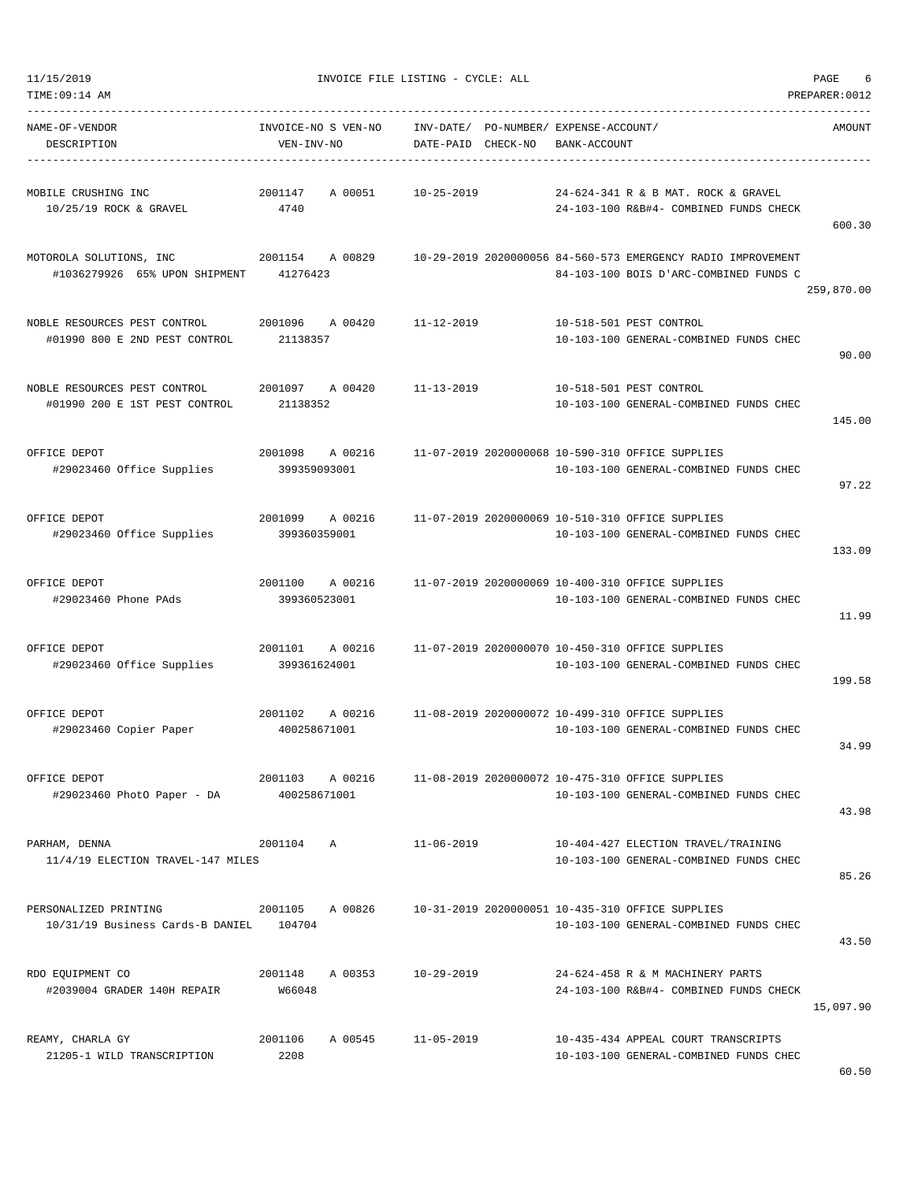11/15/2019 INVOICE FILE LISTING - CYCLE: ALL
TIME:09:14 AM PREPARER:0012

| NAME-OF-VENDOR / DESCRIPTION | INVOICE-NO S VEN-NO / VEN-INV-NO | INV-DATE/ DATE-PAID | PO-NUMBER/ CHECK-NO | EXPENSE-ACCOUNT/ BANK-ACCOUNT | AMOUNT |
|---|---|---|---|---|---|
| MOBILE CRUSHING INC<br>10/25/19 ROCK & GRAVEL | 2001147 A 00051<br>4740 | 10-25-2019 | | 24-624-341 R & B MAT. ROCK & GRAVEL<br>24-103-100 R&B#4- COMBINED FUNDS CHECK | 600.30 |
| MOTOROLA SOLUTIONS, INC<br>#1036279926 65% UPON SHIPMENT | 2001154 A 00829<br>41276423 | 10-29-2019 | 2020000056 | 84-560-573 EMERGENCY RADIO IMPROVEMENT<br>84-103-100 BOIS D'ARC-COMBINED FUNDS C | 259,870.00 |
| NOBLE RESOURCES PEST CONTROL<br>#01990 800 E 2ND PEST CONTROL | 2001096 A 00420<br>21138357 | 11-12-2019 | | 10-518-501 PEST CONTROL<br>10-103-100 GENERAL-COMBINED FUNDS CHEC | 90.00 |
| NOBLE RESOURCES PEST CONTROL<br>#01990 200 E 1ST PEST CONTROL | 2001097 A 00420<br>21138352 | 11-13-2019 | | 10-518-501 PEST CONTROL<br>10-103-100 GENERAL-COMBINED FUNDS CHEC | 145.00 |
| OFFICE DEPOT<br>#29023460 Office Supplies | 2001098 A 00216<br>399359093001 | 11-07-2019 | 2020000068 | 10-590-310 OFFICE SUPPLIES<br>10-103-100 GENERAL-COMBINED FUNDS CHEC | 97.22 |
| OFFICE DEPOT<br>#29023460 Office Supplies | 2001099 A 00216<br>399360359001 | 11-07-2019 | 2020000069 | 10-510-310 OFFICE SUPPLIES<br>10-103-100 GENERAL-COMBINED FUNDS CHEC | 133.09 |
| OFFICE DEPOT<br>#29023460 Phone PAds | 2001100 A 00216<br>399360523001 | 11-07-2019 | 2020000069 | 10-400-310 OFFICE SUPPLIES<br>10-103-100 GENERAL-COMBINED FUNDS CHEC | 11.99 |
| OFFICE DEPOT<br>#29023460 Office Supplies | 2001101 A 00216<br>399361624001 | 11-07-2019 | 2020000070 | 10-450-310 OFFICE SUPPLIES<br>10-103-100 GENERAL-COMBINED FUNDS CHEC | 199.58 |
| OFFICE DEPOT<br>#29023460 Copier Paper | 2001102 A 00216<br>400258671001 | 11-08-2019 | 2020000072 | 10-499-310 OFFICE SUPPLIES<br>10-103-100 GENERAL-COMBINED FUNDS CHEC | 34.99 |
| OFFICE DEPOT<br>#29023460 PhotO Paper - DA | 2001103 A 00216<br>400258671001 | 11-08-2019 | 2020000072 | 10-475-310 OFFICE SUPPLIES<br>10-103-100 GENERAL-COMBINED FUNDS CHEC | 43.98 |
| PARHAM, DENNA<br>11/4/19 ELECTION TRAVEL-147 MILES | 2001104 A | 11-06-2019 | | 10-404-427 ELECTION TRAVEL/TRAINING<br>10-103-100 GENERAL-COMBINED FUNDS CHEC | 85.26 |
| PERSONALIZED PRINTING<br>10/31/19 Business Cards-B DANIEL | 2001105 A 00826<br>104704 | 10-31-2019 | 2020000051 | 10-435-310 OFFICE SUPPLIES<br>10-103-100 GENERAL-COMBINED FUNDS CHEC | 43.50 |
| RDO EQUIPMENT CO<br>#2039004 GRADER 140H REPAIR | 2001148 A 00353<br>W66048 | 10-29-2019 | | 24-624-458 R & M MACHINERY PARTS<br>24-103-100 R&B#4- COMBINED FUNDS CHECK | 15,097.90 |
| REAMY, CHARLA GY<br>21205-1 WILD TRANSCRIPTION | 2001106 A 00545<br>2208 | 11-05-2019 | | 10-435-434 APPEAL COURT TRANSCRIPTS<br>10-103-100 GENERAL-COMBINED FUNDS CHEC | 60.50 |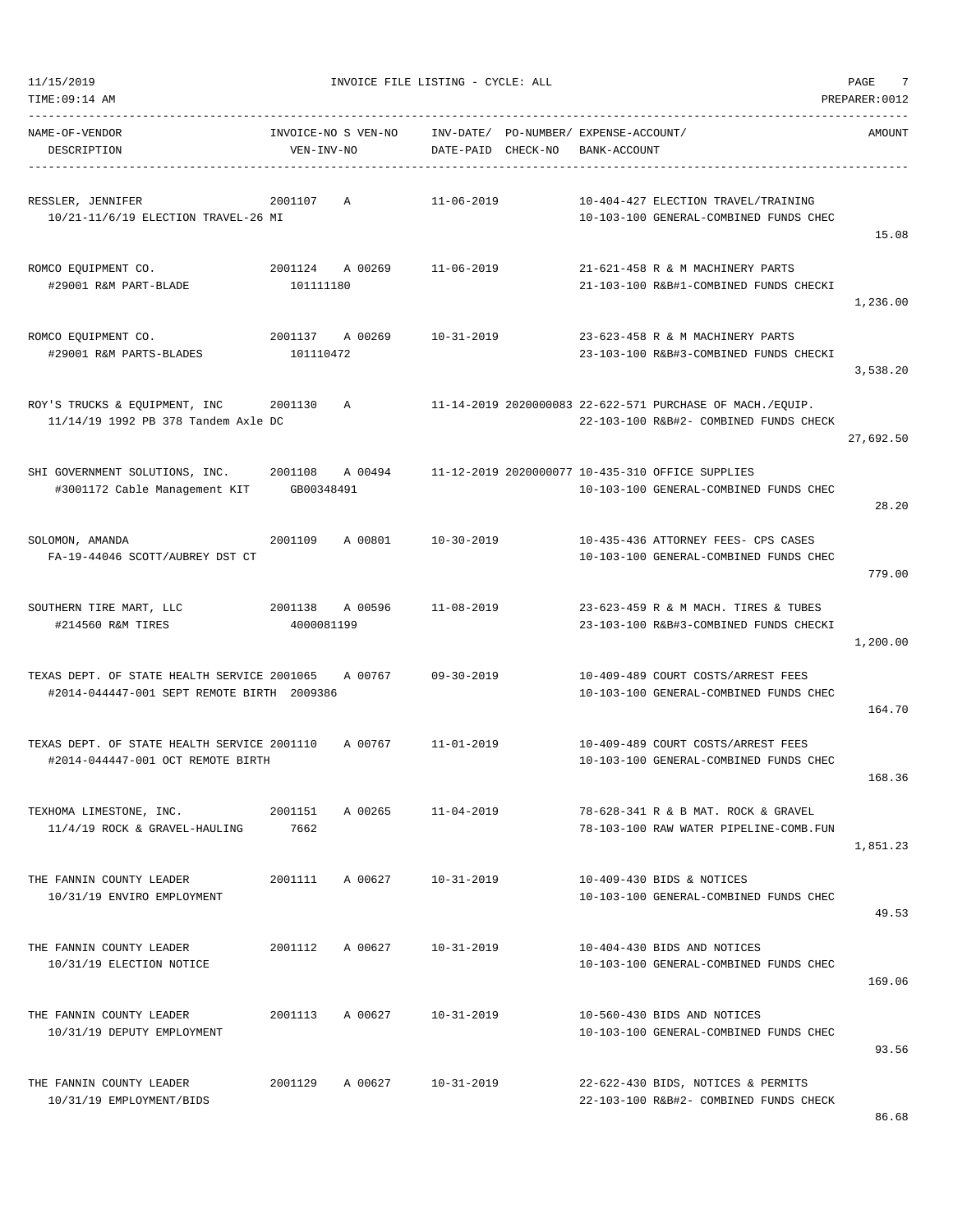11/15/2019 INVOICE FILE LISTING - CYCLE: ALL

TIME:09:14 AM PREPARER:0012

| NAME-OF-VENDOR / DESCRIPTION | INVOICE-NO S VEN-NO / VEN-INV-NO | INV-DATE/ DATE-PAID | PO-NUMBER/ CHECK-NO | EXPENSE-ACCOUNT/ BANK-ACCOUNT | AMOUNT |
|---|---|---|---|---|---|
| RESSLER, JENNIFER<br>10/21-11/6/19 ELECTION TRAVEL-26 MI | 2001107 A | 11-06-2019 | | 10-404-427 ELECTION TRAVEL/TRAINING<br>10-103-100 GENERAL-COMBINED FUNDS CHEC | 15.08 |
| ROMCO EQUIPMENT CO.<br>#29001 R&M PART-BLADE | 2001124 A 00269<br>101111180 | 11-06-2019 | | 21-621-458 R & M MACHINERY PARTS<br>21-103-100 R&B#1-COMBINED FUNDS CHECKI | 1,236.00 |
| ROMCO EQUIPMENT CO.<br>#29001 R&M PARTS-BLADES | 2001137 A 00269<br>101110472 | 10-31-2019 | | 23-623-458 R & M MACHINERY PARTS<br>23-103-100 R&B#3-COMBINED FUNDS CHECKI | 3,538.20 |
| ROY'S TRUCKS & EQUIPMENT, INC<br>11/14/19 1992 PB 378 Tandem Axle DC | 2001130 A | 11-14-2019 | 2020000083 | 22-622-571 PURCHASE OF MACH./EQUIP.<br>22-103-100 R&B#2- COMBINED FUNDS CHECK | 27,692.50 |
| SHI GOVERNMENT SOLUTIONS, INC.<br>#3001172 Cable Management KIT | 2001108 A 00494<br>GB00348491 | 11-12-2019 | 2020000077 | 10-435-310 OFFICE SUPPLIES<br>10-103-100 GENERAL-COMBINED FUNDS CHEC | 28.20 |
| SOLOMON, AMANDA<br>FA-19-44046 SCOTT/AUBREY DST CT | 2001109 A 00801 | 10-30-2019 | | 10-435-436 ATTORNEY FEES- CPS CASES<br>10-103-100 GENERAL-COMBINED FUNDS CHEC | 779.00 |
| SOUTHERN TIRE MART, LLC<br>#214560 R&M TIRES | 2001138 A 00596<br>4000081199 | 11-08-2019 | | 23-623-459 R & M MACH. TIRES & TUBES<br>23-103-100 R&B#3-COMBINED FUNDS CHECKI | 1,200.00 |
| TEXAS DEPT. OF STATE HEALTH SERVICE<br>#2014-044447-001 SEPT REMOTE BIRTH | 2001065 A 00767<br>2009386 | 09-30-2019 | | 10-409-489 COURT COSTS/ARREST FEES<br>10-103-100 GENERAL-COMBINED FUNDS CHEC | 164.70 |
| TEXAS DEPT. OF STATE HEALTH SERVICE<br>#2014-044447-001 OCT REMOTE BIRTH | 2001110 A 00767 | 11-01-2019 | | 10-409-489 COURT COSTS/ARREST FEES<br>10-103-100 GENERAL-COMBINED FUNDS CHEC | 168.36 |
| TEXHOMA LIMESTONE, INC.<br>11/4/19 ROCK & GRAVEL-HAULING | 2001151 A 00265<br>7662 | 11-04-2019 | | 78-628-341 R & B MAT. ROCK & GRAVEL<br>78-103-100 RAW WATER PIPELINE-COMB.FUN | 1,851.23 |
| THE FANNIN COUNTY LEADER<br>10/31/19 ENVIRO EMPLOYMENT | 2001111 A 00627 | 10-31-2019 | | 10-409-430 BIDS & NOTICES<br>10-103-100 GENERAL-COMBINED FUNDS CHEC | 49.53 |
| THE FANNIN COUNTY LEADER<br>10/31/19 ELECTION NOTICE | 2001112 A 00627 | 10-31-2019 | | 10-404-430 BIDS AND NOTICES<br>10-103-100 GENERAL-COMBINED FUNDS CHEC | 169.06 |
| THE FANNIN COUNTY LEADER<br>10/31/19 DEPUTY EMPLOYMENT | 2001113 A 00627 | 10-31-2019 | | 10-560-430 BIDS AND NOTICES<br>10-103-100 GENERAL-COMBINED FUNDS CHEC | 93.56 |
| THE FANNIN COUNTY LEADER<br>10/31/19 EMPLOYMENT/BIDS | 2001129 A 00627 | 10-31-2019 | | 22-622-430 BIDS, NOTICES & PERMITS<br>22-103-100 R&B#2- COMBINED FUNDS CHECK | 86.68 |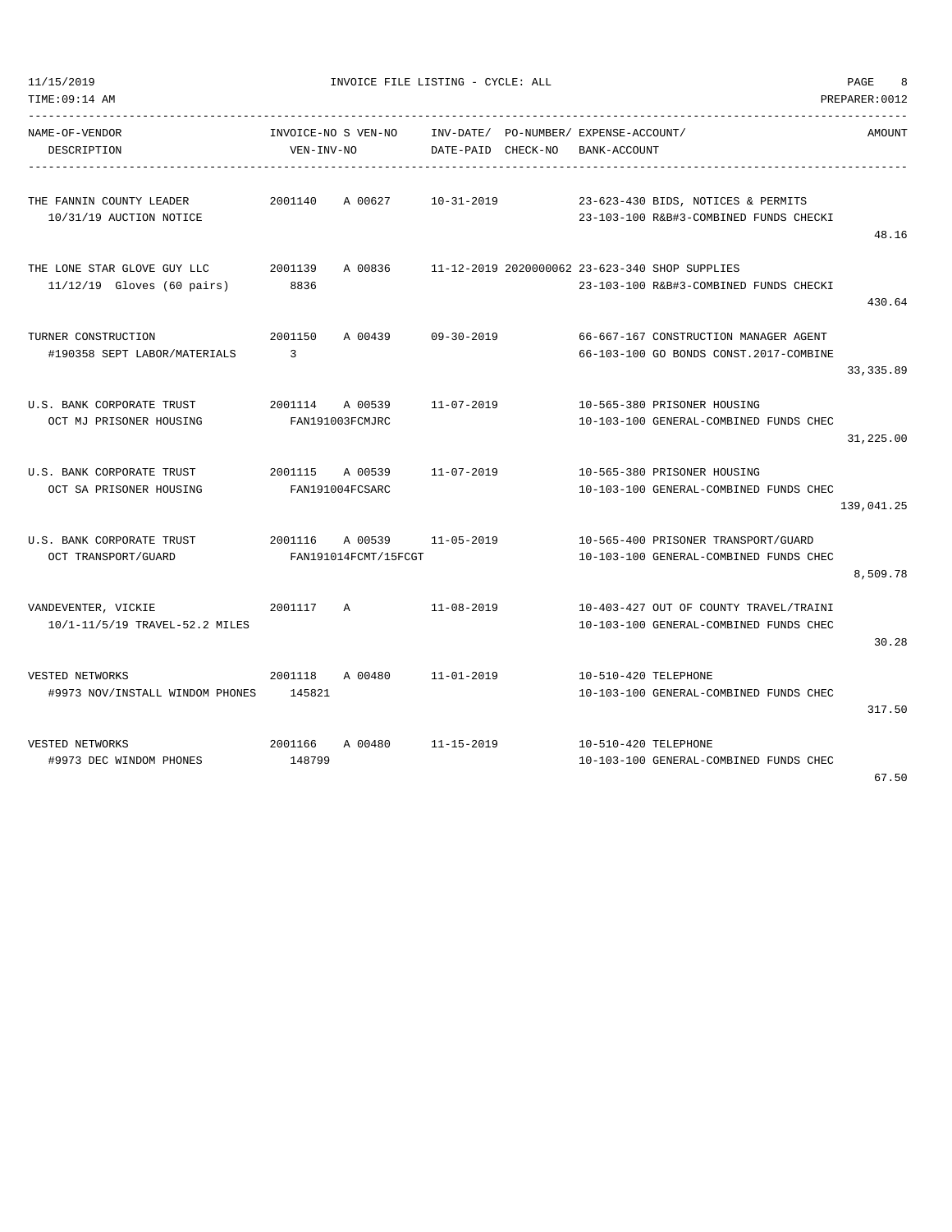INVOICE FILE LISTING - CYCLE: ALL

11/15/2019
TIME:09:14 AM
PREPARER:0012

| NAME-OF-VENDOR / DESCRIPTION | INVOICE-NO | S | VEN-NO / VEN-INV-NO | INV-DATE/ DATE-PAID | PO-NUMBER/ CHECK-NO | EXPENSE-ACCOUNT/ BANK-ACCOUNT | AMOUNT |
|---|---|---|---|---|---|---|---|
| THE FANNIN COUNTY LEADER<br>10/31/19 AUCTION NOTICE | 2001140 | A | 00627 | 10-31-2019 | | 23-623-430 BIDS, NOTICES & PERMITS<br>23-103-100 R&B#3-COMBINED FUNDS CHECKI | 48.16 |
| THE LONE STAR GLOVE GUY LLC<br>11/12/19 Gloves (60 pairs) | 2001139 | A | 00836<br>8836 | 11-12-2019 | 2020000062 | 23-623-340 SHOP SUPPLIES<br>23-103-100 R&B#3-COMBINED FUNDS CHECKI | 430.64 |
| TURNER CONSTRUCTION<br>#190358 SEPT LABOR/MATERIALS | 2001150 | A | 00439<br>3 | 09-30-2019 | | 66-667-167 CONSTRUCTION MANAGER AGENT<br>66-103-100 GO BONDS CONST.2017-COMBINE | 33,335.89 |
| U.S. BANK CORPORATE TRUST<br>OCT MJ PRISONER HOUSING | 2001114 | A | 00539<br>FAN191003FCMJRC | 11-07-2019 | | 10-565-380 PRISONER HOUSING<br>10-103-100 GENERAL-COMBINED FUNDS CHEC | 31,225.00 |
| U.S. BANK CORPORATE TRUST<br>OCT SA PRISONER HOUSING | 2001115 | A | 00539<br>FAN191004FCSARC | 11-07-2019 | | 10-565-380 PRISONER HOUSING<br>10-103-100 GENERAL-COMBINED FUNDS CHEC | 139,041.25 |
| U.S. BANK CORPORATE TRUST<br>OCT TRANSPORT/GUARD | 2001116 | A | 00539<br>FAN191014FCMT/15FCGT | 11-05-2019 | | 10-565-400 PRISONER TRANSPORT/GUARD<br>10-103-100 GENERAL-COMBINED FUNDS CHEC | 8,509.78 |
| VANDEVENTER, VICKIE<br>10/1-11/5/19 TRAVEL-52.2 MILES | 2001117 | A | | 11-08-2019 | | 10-403-427 OUT OF COUNTY TRAVEL/TRAINI<br>10-103-100 GENERAL-COMBINED FUNDS CHEC | 30.28 |
| VESTED NETWORKS<br>#9973 NOV/INSTALL WINDOM PHONES | 2001118 | A | 00480<br>145821 | 11-01-2019 | | 10-510-420 TELEPHONE<br>10-103-100 GENERAL-COMBINED FUNDS CHEC | 317.50 |
| VESTED NETWORKS<br>#9973 DEC WINDOM PHONES | 2001166 | A | 00480<br>148799 | 11-15-2019 | | 10-510-420 TELEPHONE<br>10-103-100 GENERAL-COMBINED FUNDS CHEC | 67.50 |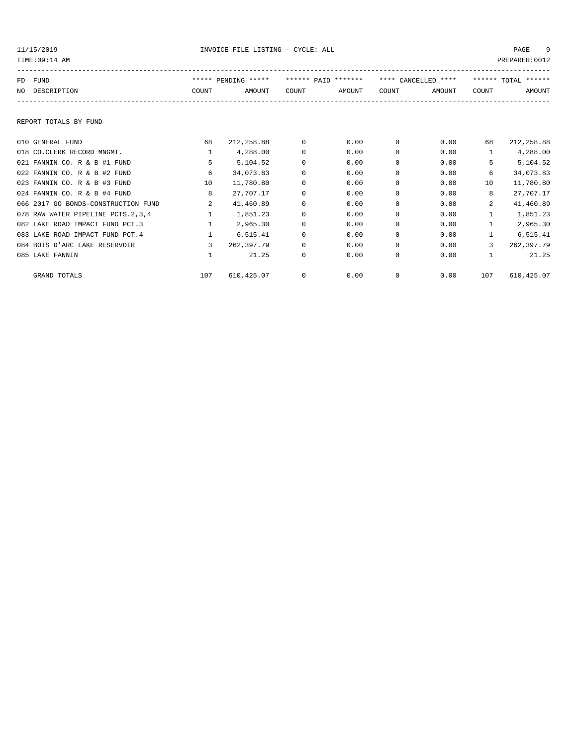11/15/2019 INVOICE FILE LISTING - CYCLE: ALL

TIME:09:14 AM PREPARER:0012

| FD NO | FUND DESCRIPTION | ***** PENDING ***** COUNT | AMOUNT | ****** PAID ******* COUNT | AMOUNT | **** CANCELLED **** COUNT | AMOUNT | ****** TOTAL ****** COUNT | AMOUNT |
|---|---|---|---|---|---|---|---|---|---|
| | REPORT TOTALS BY FUND | | | | | | | | |
| 010 | GENERAL FUND | 68 | 212,258.88 | 0 | 0.00 | 0 | 0.00 | 68 | 212,258.88 |
| 018 | CO.CLERK RECORD MNGMT. | 1 | 4,288.00 | 0 | 0.00 | 0 | 0.00 | 1 | 4,288.00 |
| 021 | FANNIN CO. R & B #1 FUND | 5 | 5,104.52 | 0 | 0.00 | 0 | 0.00 | 5 | 5,104.52 |
| 022 | FANNIN CO. R & B #2 FUND | 6 | 34,073.83 | 0 | 0.00 | 0 | 0.00 | 6 | 34,073.83 |
| 023 | FANNIN CO. R & B #3 FUND | 10 | 11,780.80 | 0 | 0.00 | 0 | 0.00 | 10 | 11,780.80 |
| 024 | FANNIN CO. R & B #4 FUND | 8 | 27,707.17 | 0 | 0.00 | 0 | 0.00 | 8 | 27,707.17 |
| 066 | 2017 GO BONDS-CONSTRUCTION FUND | 2 | 41,460.89 | 0 | 0.00 | 0 | 0.00 | 2 | 41,460.89 |
| 078 | RAW WATER PIPELINE PCTS.2,3,4 | 1 | 1,851.23 | 0 | 0.00 | 0 | 0.00 | 1 | 1,851.23 |
| 082 | LAKE ROAD IMPACT FUND PCT.3 | 1 | 2,965.30 | 0 | 0.00 | 0 | 0.00 | 1 | 2,965.30 |
| 083 | LAKE ROAD IMPACT FUND PCT.4 | 1 | 6,515.41 | 0 | 0.00 | 0 | 0.00 | 1 | 6,515.41 |
| 084 | BOIS D'ARC LAKE RESERVOIR | 3 | 262,397.79 | 0 | 0.00 | 0 | 0.00 | 3 | 262,397.79 |
| 085 | LAKE FANNIN | 1 | 21.25 | 0 | 0.00 | 0 | 0.00 | 1 | 21.25 |
| | GRAND TOTALS | 107 | 610,425.07 | 0 | 0.00 | 0 | 0.00 | 107 | 610,425.07 |